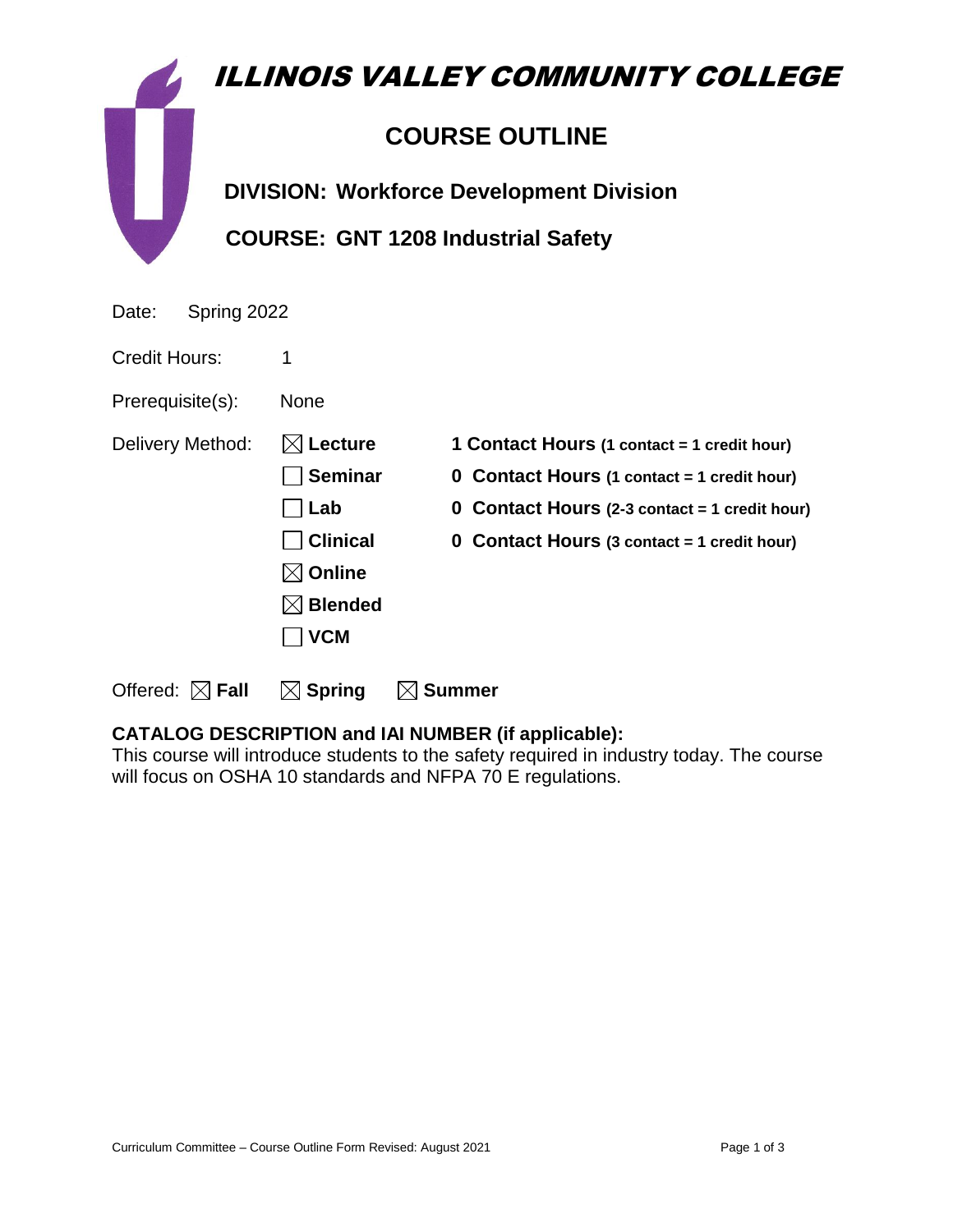# ILLINOIS VALLEY COMMUNITY COLLEGE

## COURSE OUTLINE

**DIVISION: Workforce Development Division**

**COURSE: GNT 1208 Industrial Safety**

Date: Spring 2022

Credit Hours: 1

Prerequisite(s): None

| Delivery Method: | | |
| --- | --- | --- |
| | ☒ **Lecture** | **1 Contact Hours (1 contact = 1 credit hour)** |
| | ☐ **Seminar** | **0 Contact Hours (1 contact = 1 credit hour)** |
| | ☐ **Lab** | **0 Contact Hours (2-3 contact = 1 credit hour)** |
| | ☐ **Clinical** | **0 Contact Hours (3 contact = 1 credit hour)** |
| | ☒ **Online** | |
| | ☒ **Blended** | |
| | ☐ **VCM** | |

Offered: ☒ **Fall** ☒ **Spring** ☒ **Summer**

**CATALOG DESCRIPTION and IAI NUMBER (if applicable):**

This course will introduce students to the safety required in industry today. The course will focus on OSHA 10 standards and NFPA 70 E regulations.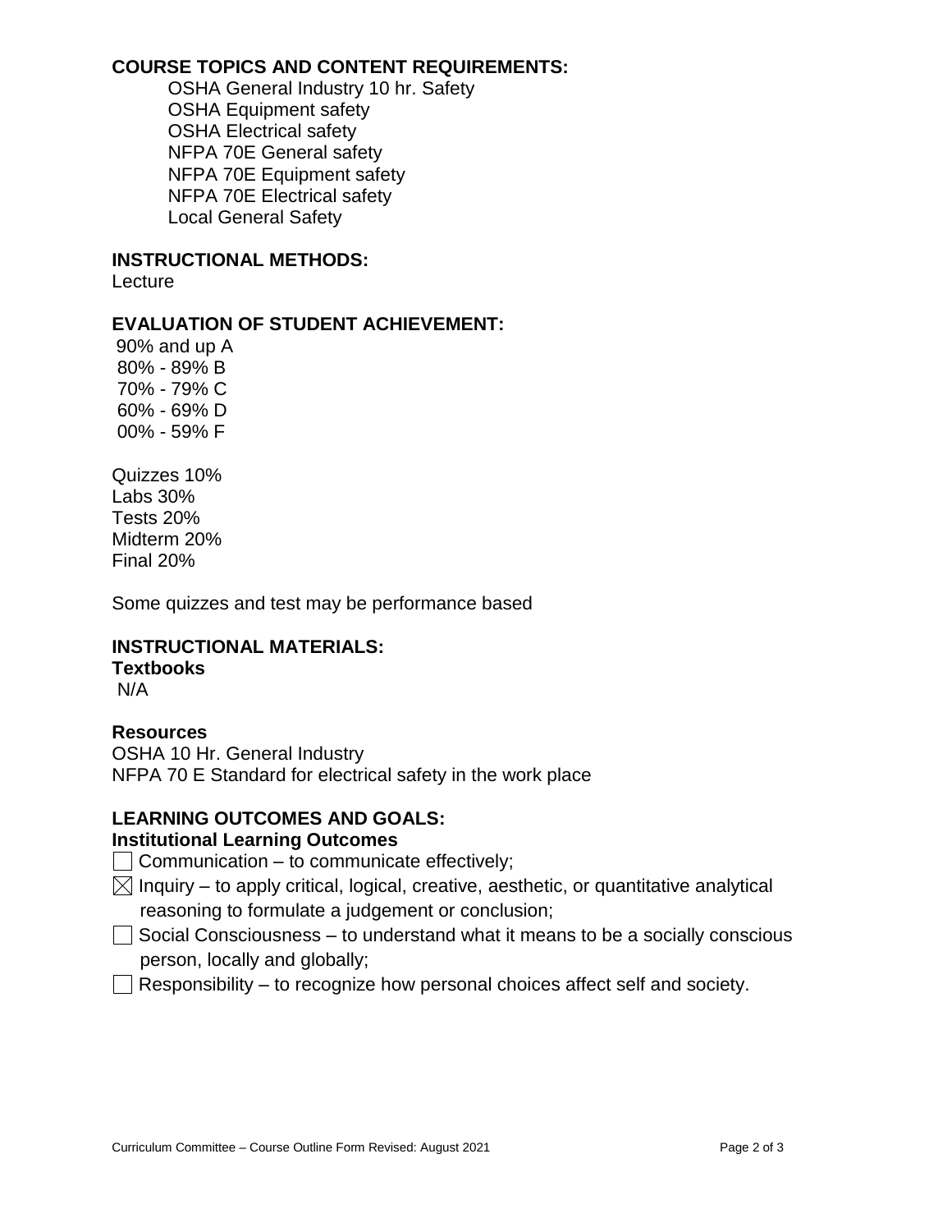## COURSE TOPICS AND CONTENT REQUIREMENTS:

OSHA General Industry 10 hr. Safety
OSHA Equipment safety
OSHA Electrical safety
NFPA 70E General safety
NFPA 70E Equipment safety
NFPA 70E Electrical safety
Local General Safety

## INSTRUCTIONAL METHODS:

Lecture

## EVALUATION OF STUDENT ACHIEVEMENT:

90% and up A
80% - 89% B
70% - 79% C
60% - 69% D
00% - 59% F

Quizzes 10%
Labs 30%
Tests 20%
Midterm 20%
Final 20%

Some quizzes and test may be performance based

## INSTRUCTIONAL MATERIALS:

### Textbooks

N/A

### Resources

OSHA 10 Hr. General Industry
NFPA 70 E Standard for electrical safety in the work place

## LEARNING OUTCOMES AND GOALS:

### Institutional Learning Outcomes

☐ Communication – to communicate effectively;

☒ Inquiry – to apply critical, logical, creative, aesthetic, or quantitative analytical reasoning to formulate a judgement or conclusion;

☐ Social Consciousness – to understand what it means to be a socially conscious person, locally and globally;

☐ Responsibility – to recognize how personal choices affect self and society.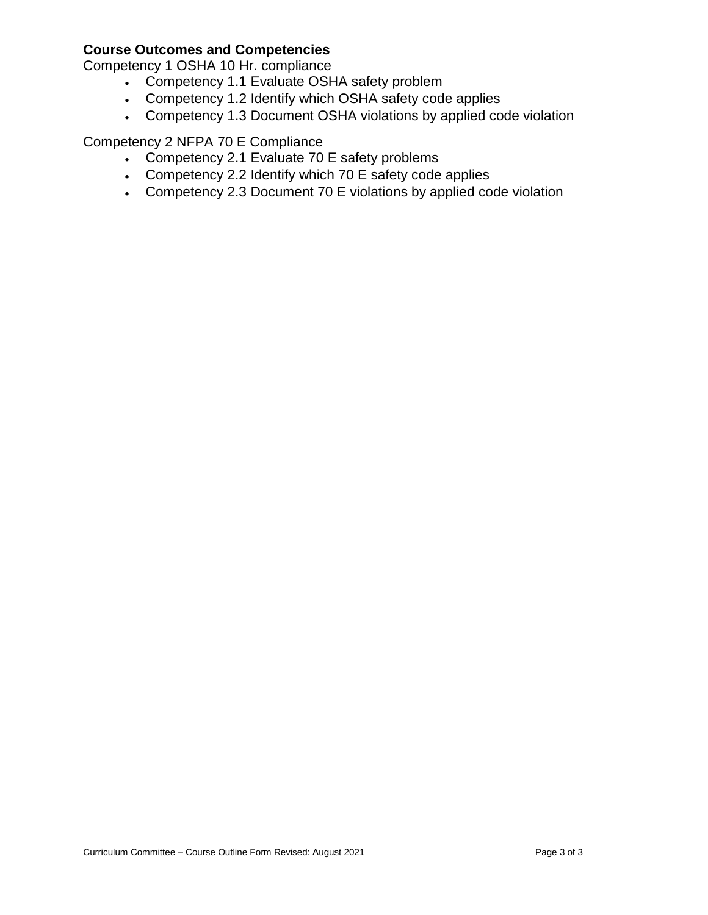**Course Outcomes and Competencies**

Competency 1 OSHA 10 Hr. compliance

- Competency 1.1 Evaluate OSHA safety problem
- Competency 1.2 Identify which OSHA safety code applies
- Competency 1.3 Document OSHA violations by applied code violation

Competency 2 NFPA 70 E Compliance

- Competency 2.1 Evaluate 70 E safety problems
- Competency 2.2 Identify which 70 E safety code applies
- Competency 2.3 Document 70 E violations by applied code violation